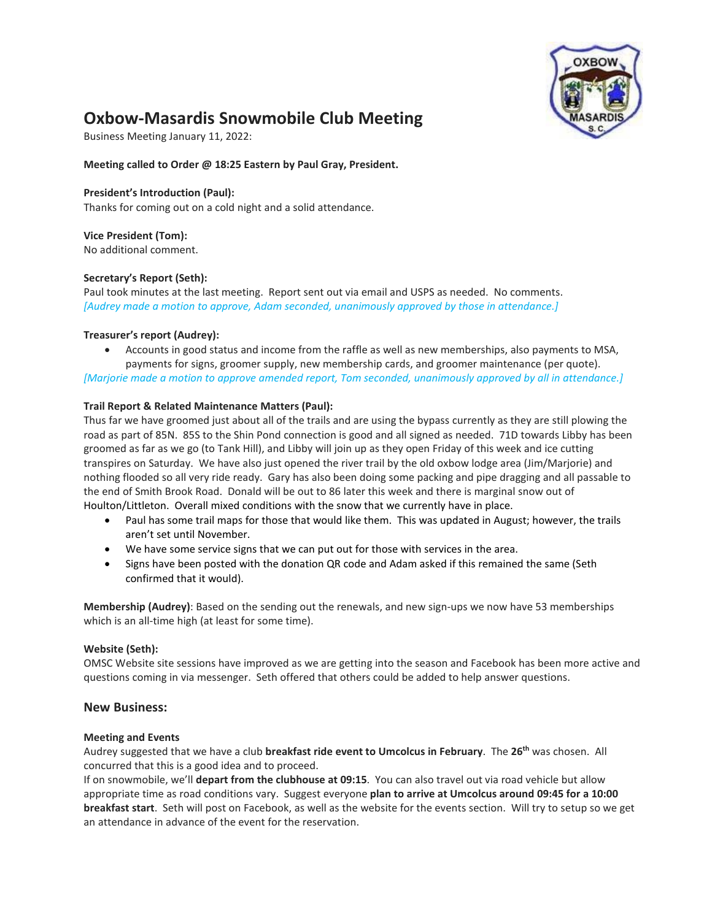# Oxbow-Masardis Snowmobile Club Meeting

Business Meeting January 11, 2022:

**Meeting called to Order @ 18:25 Eastern by Paul Gray, President.**

**President's Introduction (Paul):**
Thanks for coming out on a cold night and a solid attendance.

**Vice President (Tom):**
No additional comment.

**Secretary's Report (Seth):**
Paul took minutes at the last meeting. Report sent out via email and USPS as needed. No comments.
*[Audrey made a motion to approve, Adam seconded, unanimously approved by those in attendance.]*

**Treasurer's report (Audrey):**

- Accounts in good status and income from the raffle as well as new memberships, also payments to MSA, payments for signs, groomer supply, new membership cards, and groomer maintenance (per quote).

*[Marjorie made a motion to approve amended report, Tom seconded, unanimously approved by all in attendance.]*

**Trail Report & Related Maintenance Matters (Paul):**
Thus far we have groomed just about all of the trails and are using the bypass currently as they are still plowing the road as part of 85N. 85S to the Shin Pond connection is good and all signed as needed. 71D towards Libby has been groomed as far as we go (to Tank Hill), and Libby will join up as they open Friday of this week and ice cutting transpires on Saturday. We have also just opened the river trail by the old oxbow lodge area (Jim/Marjorie) and nothing flooded so all very ride ready. Gary has also been doing some packing and pipe dragging and all passable to the end of Smith Brook Road. Donald will be out to 86 later this week and there is marginal snow out of Houlton/Littleton. Overall mixed conditions with the snow that we currently have in place.

- Paul has some trail maps for those that would like them. This was updated in August; however, the trails aren't set until November.
- We have some service signs that we can put out for those with services in the area.
- Signs have been posted with the donation QR code and Adam asked if this remained the same (Seth confirmed that it would).

**Membership (Audrey)**: Based on the sending out the renewals, and new sign-ups we now have 53 memberships which is an all-time high (at least for some time).

**Website (Seth):**
OMSC Website site sessions have improved as we are getting into the season and Facebook has been more active and questions coming in via messenger. Seth offered that others could be added to help answer questions.

## New Business:

**Meeting and Events**
Audrey suggested that we have a club **breakfast ride event to Umcolcus in February**. The **26th** was chosen. All concurred that this is a good idea and to proceed.
If on snowmobile, we'll **depart from the clubhouse at 09:15**. You can also travel out via road vehicle but allow appropriate time as road conditions vary. Suggest everyone **plan to arrive at Umcolcus around 09:45 for a 10:00 breakfast start**. Seth will post on Facebook, as well as the website for the events section. Will try to setup so we get an attendance in advance of the event for the reservation.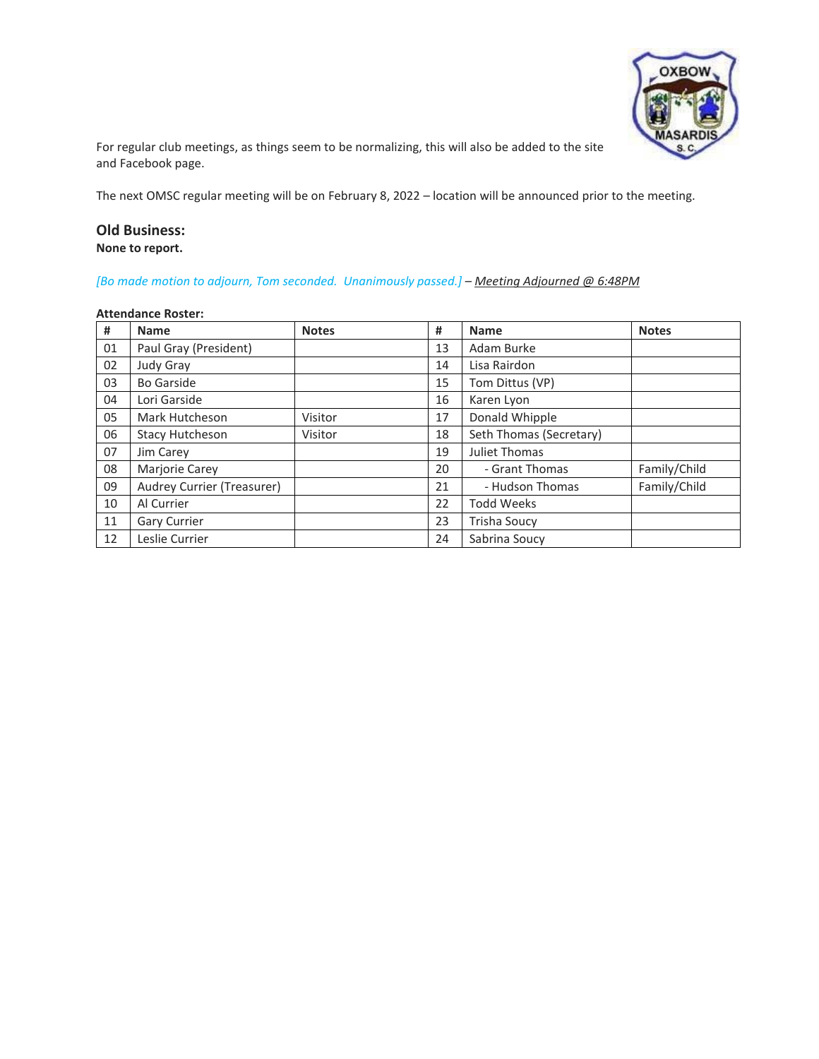For regular club meetings, as things seem to be normalizing, this will also be added to the site and Facebook page.

The next OMSC regular meeting will be on February 8, 2022 – location will be announced prior to the meeting.

## Old Business:

**None to report.**

*[Bo made motion to adjourn, Tom seconded. Unanimously passed.]* – Meeting Adjourned @ 6:48PM

**Attendance Roster:**

| # | Name | Notes | # | Name | Notes |
|---|---|---|---|---|---|
| 01 | Paul Gray (President) | | 13 | Adam Burke | |
| 02 | Judy Gray | | 14 | Lisa Rairdon | |
| 03 | Bo Garside | | 15 | Tom Dittus (VP) | |
| 04 | Lori Garside | | 16 | Karen Lyon | |
| 05 | Mark Hutcheson | Visitor | 17 | Donald Whipple | |
| 06 | Stacy Hutcheson | Visitor | 18 | Seth Thomas (Secretary) | |
| 07 | Jim Carey | | 19 | Juliet Thomas | |
| 08 | Marjorie Carey | | 20 | - Grant Thomas | Family/Child |
| 09 | Audrey Currier (Treasurer) | | 21 | - Hudson Thomas | Family/Child |
| 10 | Al Currier | | 22 | Todd Weeks | |
| 11 | Gary Currier | | 23 | Trisha Soucy | |
| 12 | Leslie Currier | | 24 | Sabrina Soucy | |